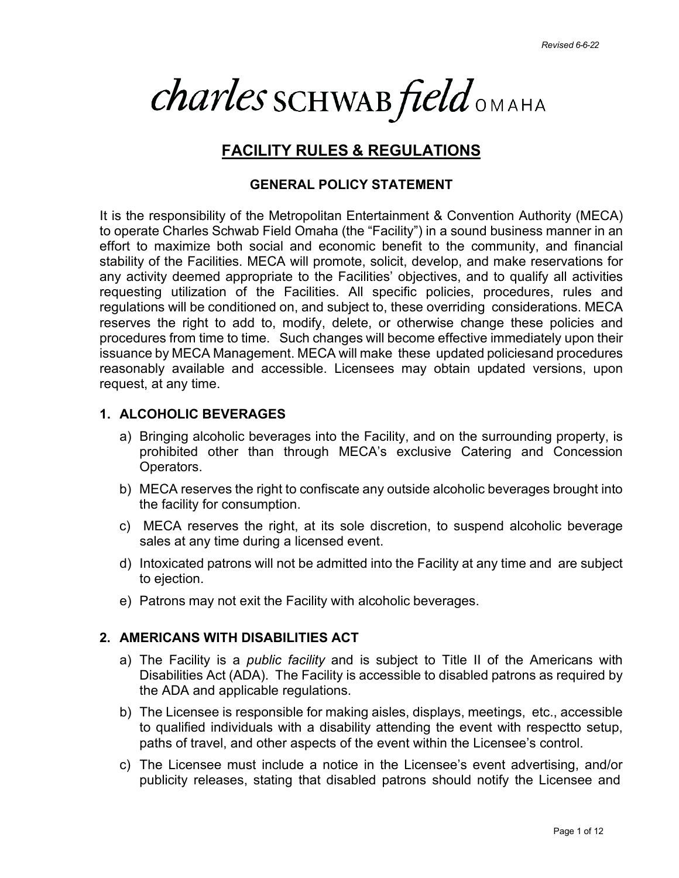Revised 6-6-22

# charles SCHWAB field OMAHA

## FACILITY RULES & REGULATIONS

### GENERAL POLICY STATEMENT

It is the responsibility of the Metropolitan Entertainment & Convention Authority (MECA) to operate Charles Schwab Field Omaha (the "Facility") in a sound business manner in an effort to maximize both social and economic benefit to the community, and financial stability of the Facilities. MECA will promote, solicit, develop, and make reservations for any activity deemed appropriate to the Facilities' objectives, and to qualify all activities requesting utilization of the Facilities. All specific policies, procedures, rules and regulations will be conditioned on, and subject to, these overriding considerations. MECA reserves the right to add to, modify, delete, or otherwise change these policies and procedures from time to time. Such changes will become effective immediately upon their issuance by MECA Management. MECA will make these updated policiesand procedures reasonably available and accessible. Licensees may obtain updated versions, upon request, at any time.

### 1. ALCOHOLIC BEVERAGES

a) Bringing alcoholic beverages into the Facility, and on the surrounding property, is prohibited other than through MECA's exclusive Catering and Concession Operators.

b) MECA reserves the right to confiscate any outside alcoholic beverages brought into the facility for consumption.

c) MECA reserves the right, at its sole discretion, to suspend alcoholic beverage sales at any time during a licensed event.

d) Intoxicated patrons will not be admitted into the Facility at any time and are subject to ejection.

e) Patrons may not exit the Facility with alcoholic beverages.

### 2. AMERICANS WITH DISABILITIES ACT

a) The Facility is a *public facility* and is subject to Title II of the Americans with Disabilities Act (ADA). The Facility is accessible to disabled patrons as required by the ADA and applicable regulations.

b) The Licensee is responsible for making aisles, displays, meetings, etc., accessible to qualified individuals with a disability attending the event with respectto setup, paths of travel, and other aspects of the event within the Licensee's control.

c) The Licensee must include a notice in the Licensee's event advertising, and/or publicity releases, stating that disabled patrons should notify the Licensee and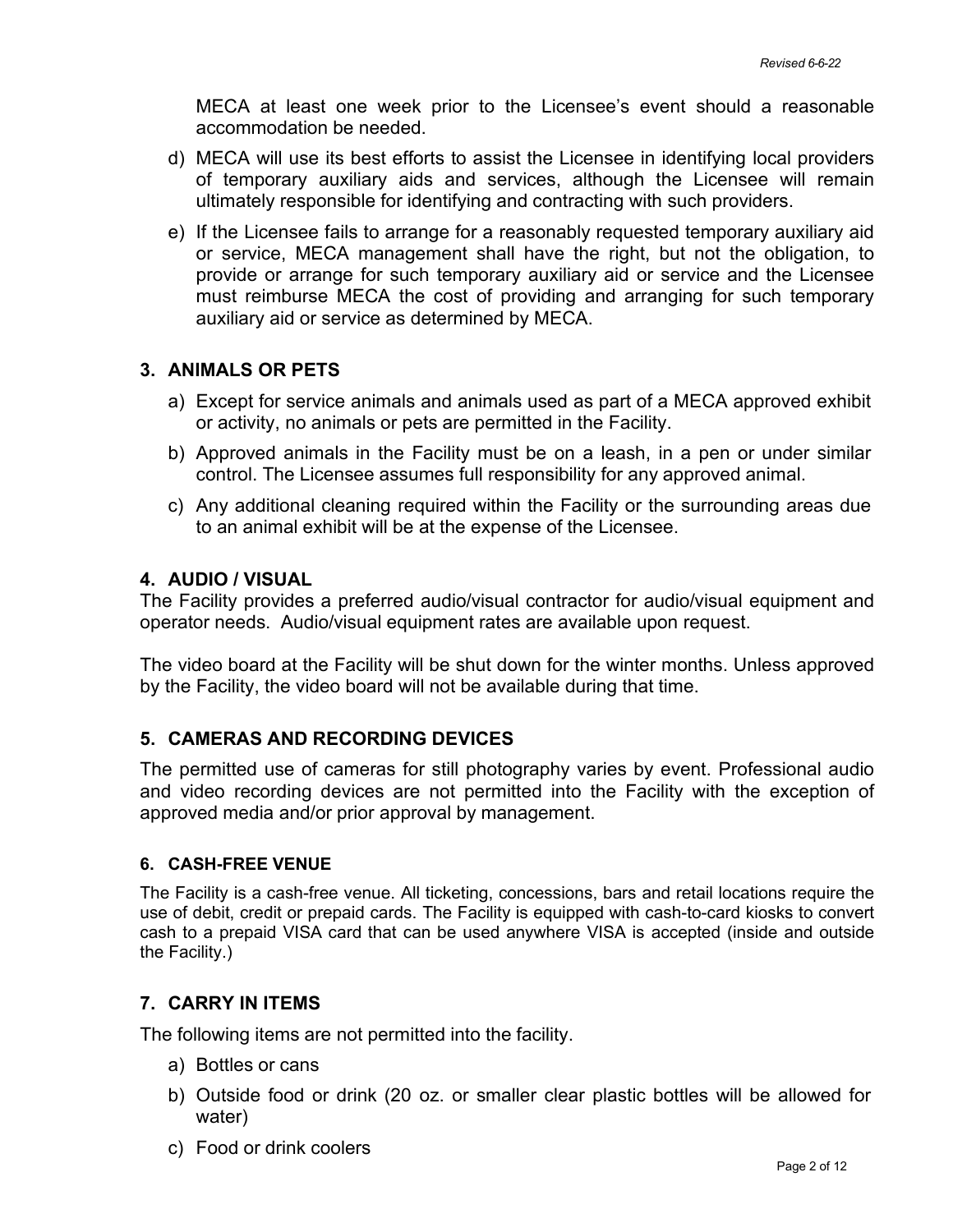MECA at least one week prior to the Licensee's event should a reasonable accommodation be needed.

d) MECA will use its best efforts to assist the Licensee in identifying local providers of temporary auxiliary aids and services, although the Licensee will remain ultimately responsible for identifying and contracting with such providers.

e) If the Licensee fails to arrange for a reasonably requested temporary auxiliary aid or service, MECA management shall have the right, but not the obligation, to provide or arrange for such temporary auxiliary aid or service and the Licensee must reimburse MECA the cost of providing and arranging for such temporary auxiliary aid or service as determined by MECA.

## 3. ANIMALS OR PETS

a) Except for service animals and animals used as part of a MECA approved exhibit or activity, no animals or pets are permitted in the Facility.

b) Approved animals in the Facility must be on a leash, in a pen or under similar control. The Licensee assumes full responsibility for any approved animal.

c) Any additional cleaning required within the Facility or the surrounding areas due to an animal exhibit will be at the expense of the Licensee.

## 4. AUDIO / VISUAL

The Facility provides a preferred audio/visual contractor for audio/visual equipment and operator needs. Audio/visual equipment rates are available upon request.

The video board at the Facility will be shut down for the winter months. Unless approved by the Facility, the video board will not be available during that time.

## 5. CAMERAS AND RECORDING DEVICES

The permitted use of cameras for still photography varies by event. Professional audio and video recording devices are not permitted into the Facility with the exception of approved media and/or prior approval by management.

## 6. CASH-FREE VENUE

The Facility is a cash-free venue. All ticketing, concessions, bars and retail locations require the use of debit, credit or prepaid cards. The Facility is equipped with cash-to-card kiosks to convert cash to a prepaid VISA card that can be used anywhere VISA is accepted (inside and outside the Facility.)

## 7. CARRY IN ITEMS

The following items are not permitted into the facility.

a) Bottles or cans

b) Outside food or drink (20 oz. or smaller clear plastic bottles will be allowed for water)

c) Food or drink coolers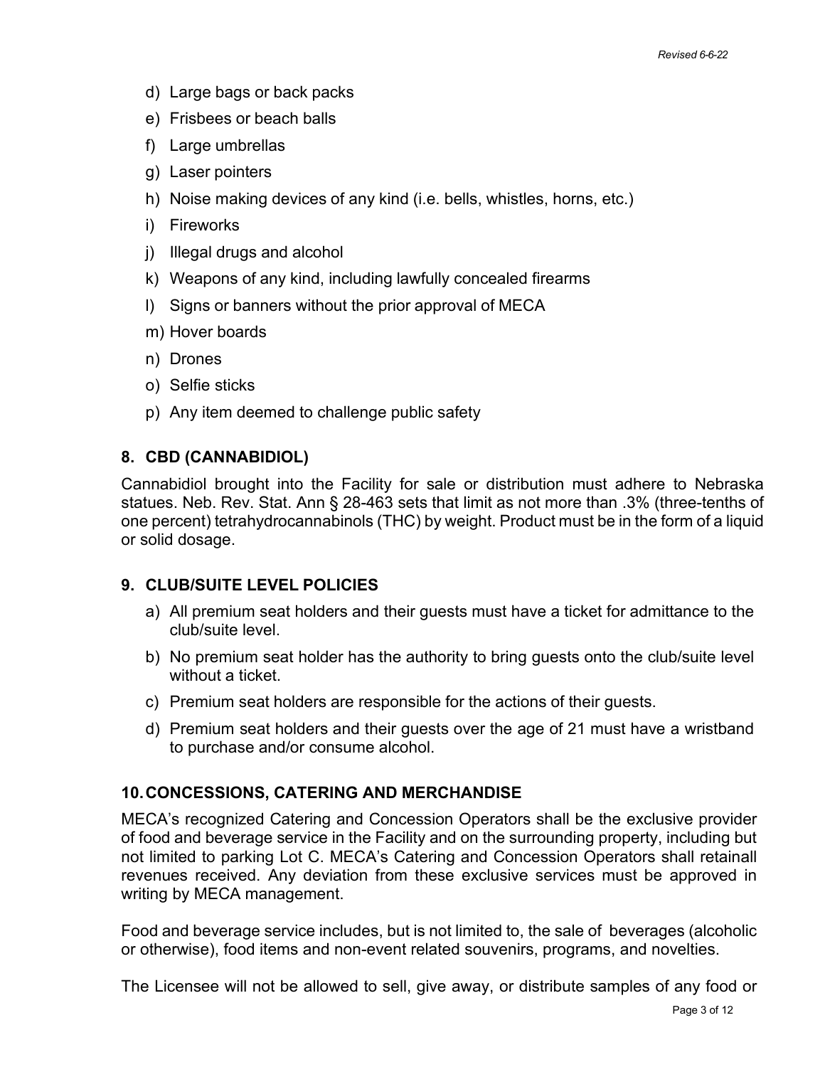d) Large bags or back packs
e) Frisbees or beach balls
f) Large umbrellas
g) Laser pointers
h) Noise making devices of any kind (i.e. bells, whistles, horns, etc.)
i) Fireworks
j) Illegal drugs and alcohol
k) Weapons of any kind, including lawfully concealed firearms
l) Signs or banners without the prior approval of MECA
m) Hover boards
n) Drones
o) Selfie sticks
p) Any item deemed to challenge public safety

## 8. CBD (CANNABIDIOL)

Cannabidiol brought into the Facility for sale or distribution must adhere to Nebraska statues. Neb. Rev. Stat. Ann § 28-463 sets that limit as not more than .3% (three-tenths of one percent) tetrahydrocannabinols (THC) by weight. Product must be in the form of a liquid or solid dosage.

## 9. CLUB/SUITE LEVEL POLICIES

a) All premium seat holders and their guests must have a ticket for admittance to the club/suite level.
b) No premium seat holder has the authority to bring guests onto the club/suite level without a ticket.
c) Premium seat holders are responsible for the actions of their guests.
d) Premium seat holders and their guests over the age of 21 must have a wristband to purchase and/or consume alcohol.

## 10. CONCESSIONS, CATERING AND MERCHANDISE

MECA's recognized Catering and Concession Operators shall be the exclusive provider of food and beverage service in the Facility and on the surrounding property, including but not limited to parking Lot C. MECA's Catering and Concession Operators shall retainall revenues received. Any deviation from these exclusive services must be approved in writing by MECA management.

Food and beverage service includes, but is not limited to, the sale of beverages (alcoholic or otherwise), food items and non-event related souvenirs, programs, and novelties.

The Licensee will not be allowed to sell, give away, or distribute samples of any food or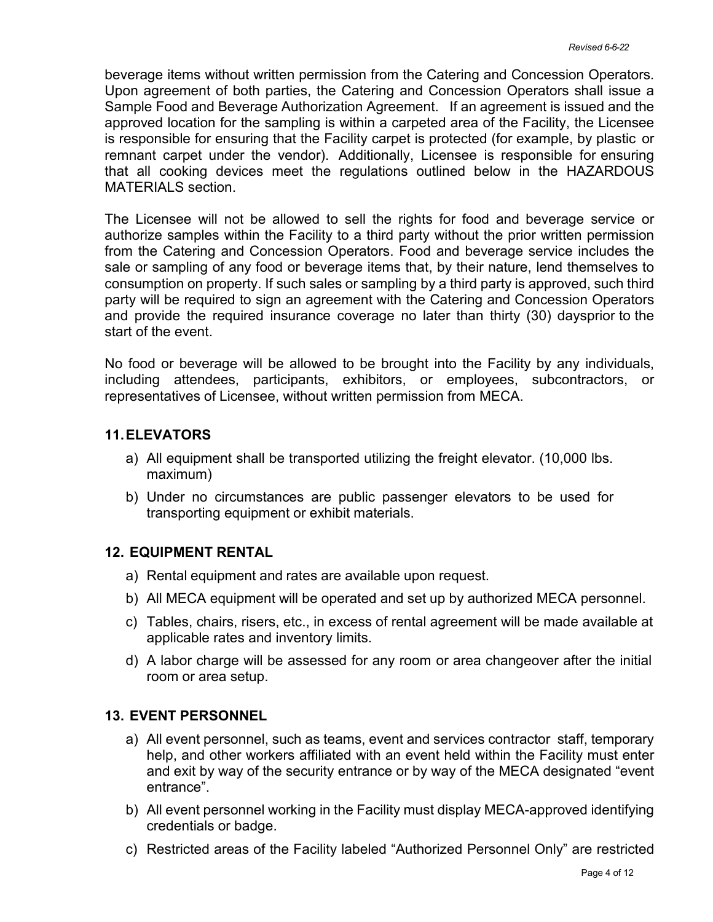beverage items without written permission from the Catering and Concession Operators. Upon agreement of both parties, the Catering and Concession Operators shall issue a Sample Food and Beverage Authorization Agreement. If an agreement is issued and the approved location for the sampling is within a carpeted area of the Facility, the Licensee is responsible for ensuring that the Facility carpet is protected (for example, by plastic or remnant carpet under the vendor). Additionally, Licensee is responsible for ensuring that all cooking devices meet the regulations outlined below in the HAZARDOUS MATERIALS section.

The Licensee will not be allowed to sell the rights for food and beverage service or authorize samples within the Facility to a third party without the prior written permission from the Catering and Concession Operators. Food and beverage service includes the sale or sampling of any food or beverage items that, by their nature, lend themselves to consumption on property. If such sales or sampling by a third party is approved, such third party will be required to sign an agreement with the Catering and Concession Operators and provide the required insurance coverage no later than thirty (30) daysprior to the start of the event.

No food or beverage will be allowed to be brought into the Facility by any individuals, including attendees, participants, exhibitors, or employees, subcontractors, or representatives of Licensee, without written permission from MECA.

## 11. ELEVATORS

a) All equipment shall be transported utilizing the freight elevator. (10,000 lbs. maximum)

b) Under no circumstances are public passenger elevators to be used for transporting equipment or exhibit materials.

## 12. EQUIPMENT RENTAL

a) Rental equipment and rates are available upon request.

b) All MECA equipment will be operated and set up by authorized MECA personnel.

c) Tables, chairs, risers, etc., in excess of rental agreement will be made available at applicable rates and inventory limits.

d) A labor charge will be assessed for any room or area changeover after the initial room or area setup.

## 13. EVENT PERSONNEL

a) All event personnel, such as teams, event and services contractor staff, temporary help, and other workers affiliated with an event held within the Facility must enter and exit by way of the security entrance or by way of the MECA designated "event entrance".

b) All event personnel working in the Facility must display MECA-approved identifying credentials or badge.

c) Restricted areas of the Facility labeled "Authorized Personnel Only" are restricted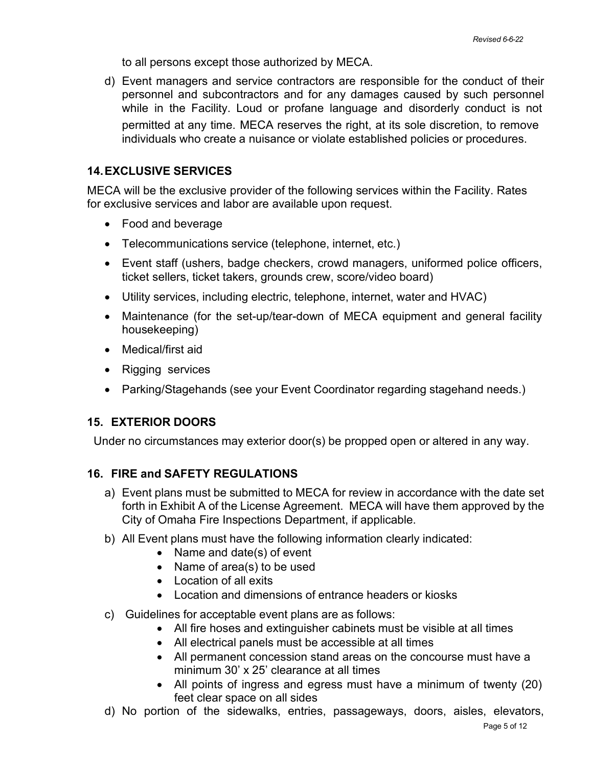to all persons except those authorized by MECA.

d) Event managers and service contractors are responsible for the conduct of their personnel and subcontractors and for any damages caused by such personnel while in the Facility. Loud or profane language and disorderly conduct is not permitted at any time. MECA reserves the right, at its sole discretion, to remove individuals who create a nuisance or violate established policies or procedures.

## 14. EXCLUSIVE SERVICES

MECA will be the exclusive provider of the following services within the Facility. Rates for exclusive services and labor are available upon request.

- Food and beverage
- Telecommunications service (telephone, internet, etc.)
- Event staff (ushers, badge checkers, crowd managers, uniformed police officers, ticket sellers, ticket takers, grounds crew, score/video board)
- Utility services, including electric, telephone, internet, water and HVAC)
- Maintenance (for the set-up/tear-down of MECA equipment and general facility housekeeping)
- Medical/first aid
- Rigging services
- Parking/Stagehands (see your Event Coordinator regarding stagehand needs.)

## 15. EXTERIOR DOORS

Under no circumstances may exterior door(s) be propped open or altered in any way.

## 16. FIRE and SAFETY REGULATIONS

a) Event plans must be submitted to MECA for review in accordance with the date set forth in Exhibit A of the License Agreement. MECA will have them approved by the City of Omaha Fire Inspections Department, if applicable.

b) All Event plans must have the following information clearly indicated:
   - Name and date(s) of event
   - Name of area(s) to be used
   - Location of all exits
   - Location and dimensions of entrance headers or kiosks

c) Guidelines for acceptable event plans are as follows:
   - All fire hoses and extinguisher cabinets must be visible at all times
   - All electrical panels must be accessible at all times
   - All permanent concession stand areas on the concourse must have a minimum 30' x 25' clearance at all times
   - All points of ingress and egress must have a minimum of twenty (20) feet clear space on all sides

d) No portion of the sidewalks, entries, passageways, doors, aisles, elevators,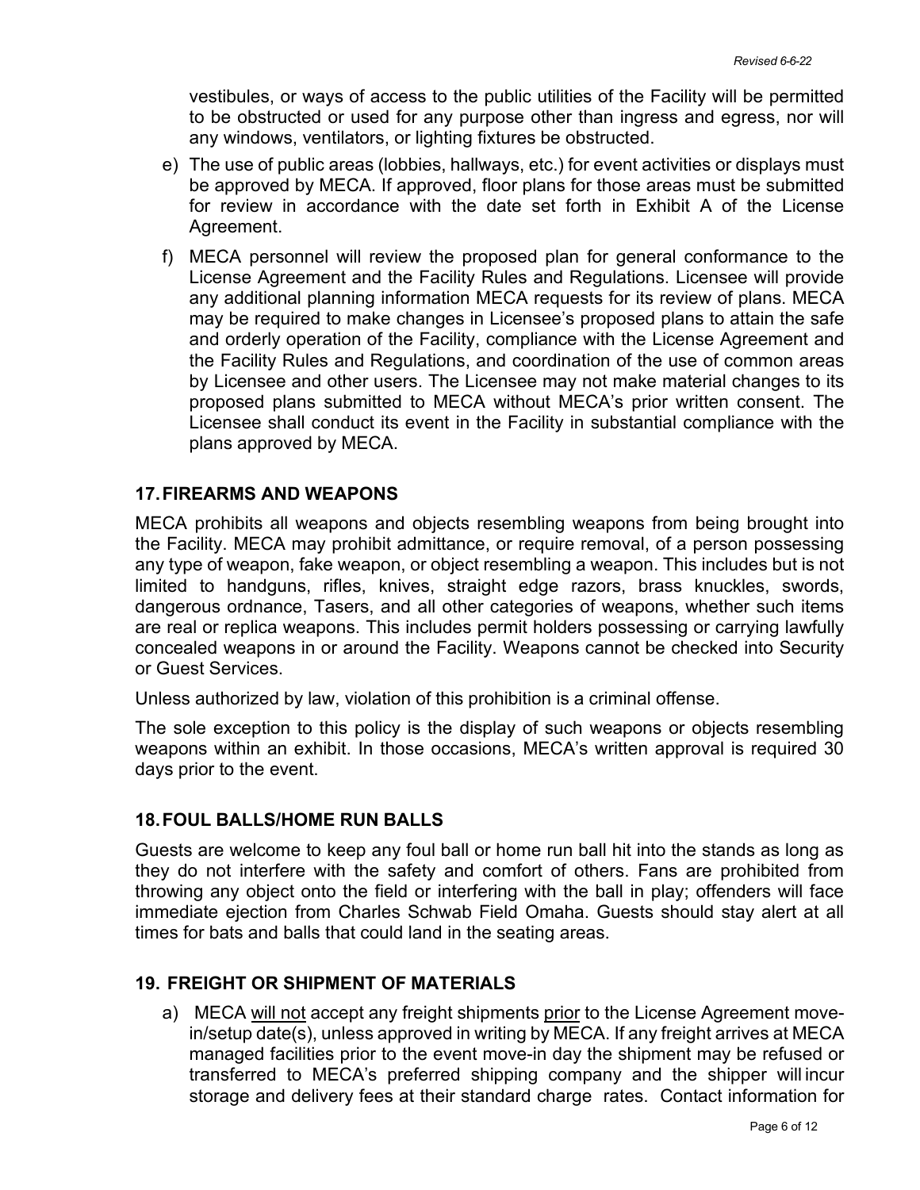vestibules, or ways of access to the public utilities of the Facility will be permitted to be obstructed or used for any purpose other than ingress and egress, nor will any windows, ventilators, or lighting fixtures be obstructed.

e) The use of public areas (lobbies, hallways, etc.) for event activities or displays must be approved by MECA. If approved, floor plans for those areas must be submitted for review in accordance with the date set forth in Exhibit A of the License Agreement.

f) MECA personnel will review the proposed plan for general conformance to the License Agreement and the Facility Rules and Regulations. Licensee will provide any additional planning information MECA requests for its review of plans. MECA may be required to make changes in Licensee's proposed plans to attain the safe and orderly operation of the Facility, compliance with the License Agreement and the Facility Rules and Regulations, and coordination of the use of common areas by Licensee and other users. The Licensee may not make material changes to its proposed plans submitted to MECA without MECA's prior written consent. The Licensee shall conduct its event in the Facility in substantial compliance with the plans approved by MECA.

## 17. FIREARMS AND WEAPONS

MECA prohibits all weapons and objects resembling weapons from being brought into the Facility. MECA may prohibit admittance, or require removal, of a person possessing any type of weapon, fake weapon, or object resembling a weapon. This includes but is not limited to handguns, rifles, knives, straight edge razors, brass knuckles, swords, dangerous ordnance, Tasers, and all other categories of weapons, whether such items are real or replica weapons. This includes permit holders possessing or carrying lawfully concealed weapons in or around the Facility. Weapons cannot be checked into Security or Guest Services.

Unless authorized by law, violation of this prohibition is a criminal offense.

The sole exception to this policy is the display of such weapons or objects resembling weapons within an exhibit. In those occasions, MECA's written approval is required 30 days prior to the event.

## 18. FOUL BALLS/HOME RUN BALLS

Guests are welcome to keep any foul ball or home run ball hit into the stands as long as they do not interfere with the safety and comfort of others. Fans are prohibited from throwing any object onto the field or interfering with the ball in play; offenders will face immediate ejection from Charles Schwab Field Omaha. Guests should stay alert at all times for bats and balls that could land in the seating areas.

## 19. FREIGHT OR SHIPMENT OF MATERIALS

a) MECA <u>will not</u> accept any freight shipments <u>prior</u> to the License Agreement move-in/setup date(s), unless approved in writing by MECA. If any freight arrives at MECA managed facilities prior to the event move-in day the shipment may be refused or transferred to MECA's preferred shipping company and the shipper will incur storage and delivery fees at their standard charge rates. Contact information for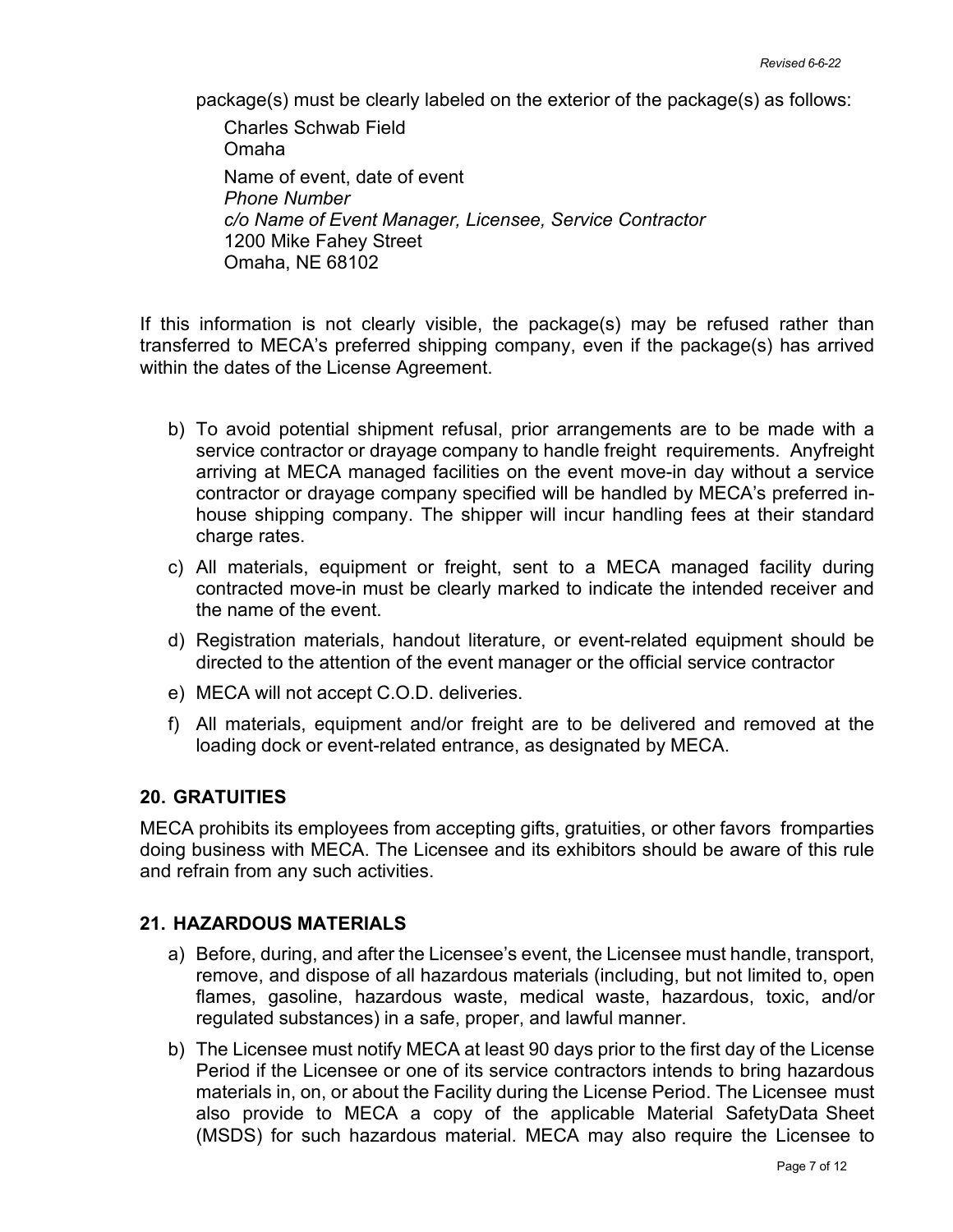package(s) must be clearly labeled on the exterior of the package(s) as follows:

Charles Schwab Field
Omaha

Name of event, date of event
*Phone Number*
*c/o Name of Event Manager, Licensee, Service Contractor*
1200 Mike Fahey Street
Omaha, NE 68102

If this information is not clearly visible, the package(s) may be refused rather than transferred to MECA's preferred shipping company, even if the package(s) has arrived within the dates of the License Agreement.

b) To avoid potential shipment refusal, prior arrangements are to be made with a service contractor or drayage company to handle freight requirements. Anyfreight arriving at MECA managed facilities on the event move-in day without a service contractor or drayage company specified will be handled by MECA's preferred in-house shipping company. The shipper will incur handling fees at their standard charge rates.

c) All materials, equipment or freight, sent to a MECA managed facility during contracted move-in must be clearly marked to indicate the intended receiver and the name of the event.

d) Registration materials, handout literature, or event-related equipment should be directed to the attention of the event manager or the official service contractor

e) MECA will not accept C.O.D. deliveries.

f) All materials, equipment and/or freight are to be delivered and removed at the loading dock or event-related entrance, as designated by MECA.

## 20. GRATUITIES

MECA prohibits its employees from accepting gifts, gratuities, or other favors fromparties doing business with MECA. The Licensee and its exhibitors should be aware of this rule and refrain from any such activities.

## 21. HAZARDOUS MATERIALS

a) Before, during, and after the Licensee's event, the Licensee must handle, transport, remove, and dispose of all hazardous materials (including, but not limited to, open flames, gasoline, hazardous waste, medical waste, hazardous, toxic, and/or regulated substances) in a safe, proper, and lawful manner.

b) The Licensee must notify MECA at least 90 days prior to the first day of the License Period if the Licensee or one of its service contractors intends to bring hazardous materials in, on, or about the Facility during the License Period. The Licensee must also provide to MECA a copy of the applicable Material SafetyData Sheet (MSDS) for such hazardous material. MECA may also require the Licensee to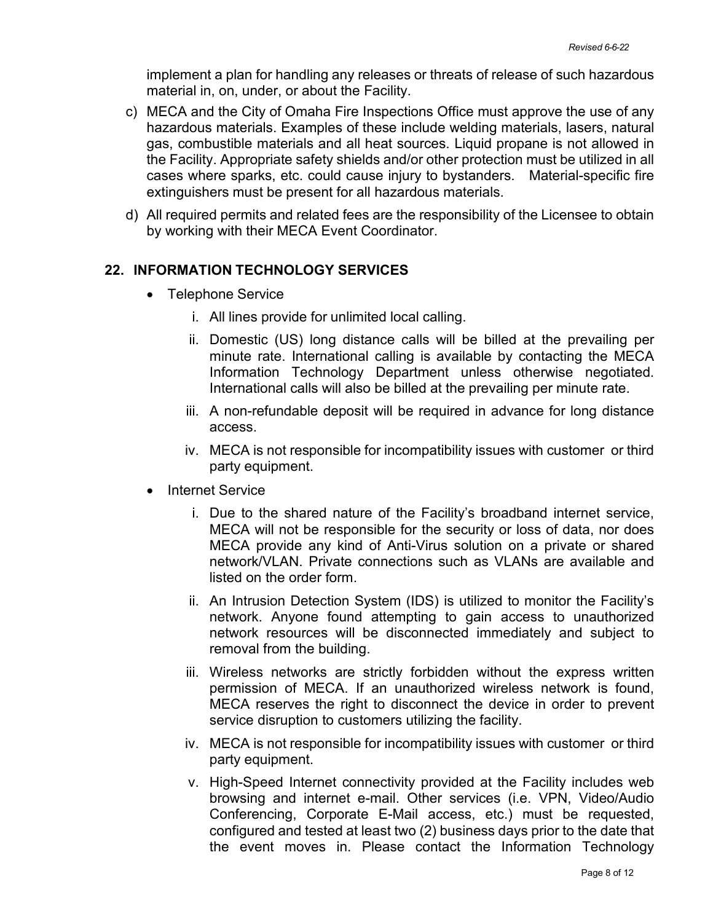implement a plan for handling any releases or threats of release of such hazardous material in, on, under, or about the Facility.

c) MECA and the City of Omaha Fire Inspections Office must approve the use of any hazardous materials. Examples of these include welding materials, lasers, natural gas, combustible materials and all heat sources. Liquid propane is not allowed in the Facility. Appropriate safety shields and/or other protection must be utilized in all cases where sparks, etc. could cause injury to bystanders. Material-specific fire extinguishers must be present for all hazardous materials.

d) All required permits and related fees are the responsibility of the Licensee to obtain by working with their MECA Event Coordinator.

## 22. INFORMATION TECHNOLOGY SERVICES

- Telephone Service
    - i. All lines provide for unlimited local calling.
    - ii. Domestic (US) long distance calls will be billed at the prevailing per minute rate. International calling is available by contacting the MECA Information Technology Department unless otherwise negotiated. International calls will also be billed at the prevailing per minute rate.
    - iii. A non-refundable deposit will be required in advance for long distance access.
    - iv. MECA is not responsible for incompatibility issues with customer or third party equipment.
- Internet Service
    - i. Due to the shared nature of the Facility's broadband internet service, MECA will not be responsible for the security or loss of data, nor does MECA provide any kind of Anti-Virus solution on a private or shared network/VLAN. Private connections such as VLANs are available and listed on the order form.
    - ii. An Intrusion Detection System (IDS) is utilized to monitor the Facility's network. Anyone found attempting to gain access to unauthorized network resources will be disconnected immediately and subject to removal from the building.
    - iii. Wireless networks are strictly forbidden without the express written permission of MECA. If an unauthorized wireless network is found, MECA reserves the right to disconnect the device in order to prevent service disruption to customers utilizing the facility.
    - iv. MECA is not responsible for incompatibility issues with customer or third party equipment.
    - v. High-Speed Internet connectivity provided at the Facility includes web browsing and internet e-mail. Other services (i.e. VPN, Video/Audio Conferencing, Corporate E-Mail access, etc.) must be requested, configured and tested at least two (2) business days prior to the date that the event moves in. Please contact the Information Technology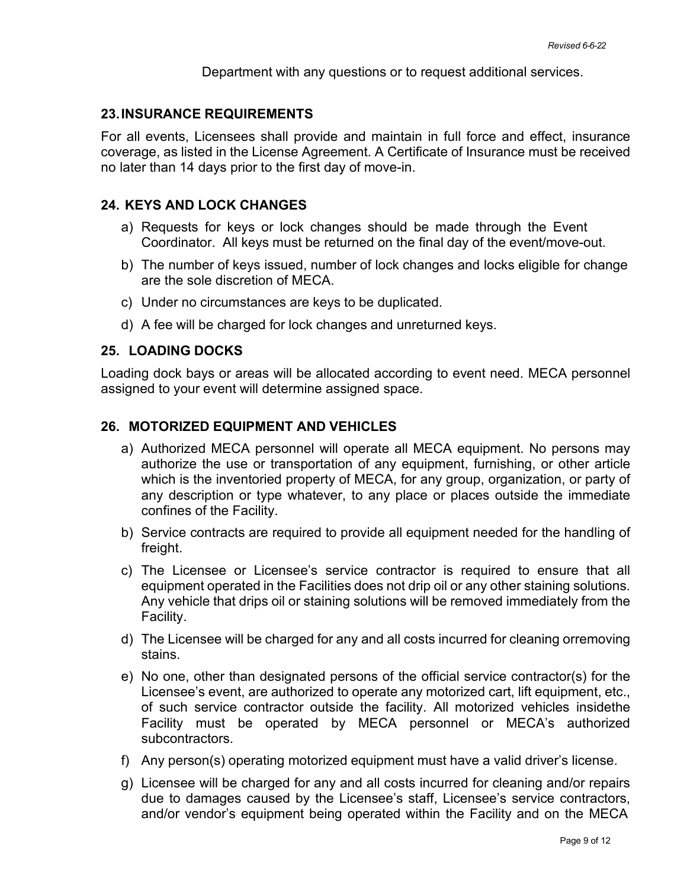Department with any questions or to request additional services.

## 23. INSURANCE REQUIREMENTS

For all events, Licensees shall provide and maintain in full force and effect, insurance coverage, as listed in the License Agreement. A Certificate of Insurance must be received no later than 14 days prior to the first day of move-in.

## 24. KEYS AND LOCK CHANGES

a) Requests for keys or lock changes should be made through the Event Coordinator. All keys must be returned on the final day of the event/move-out.

b) The number of keys issued, number of lock changes and locks eligible for change are the sole discretion of MECA.

c) Under no circumstances are keys to be duplicated.

d) A fee will be charged for lock changes and unreturned keys.

## 25. LOADING DOCKS

Loading dock bays or areas will be allocated according to event need. MECA personnel assigned to your event will determine assigned space.

## 26. MOTORIZED EQUIPMENT AND VEHICLES

a) Authorized MECA personnel will operate all MECA equipment. No persons may authorize the use or transportation of any equipment, furnishing, or other article which is the inventoried property of MECA, for any group, organization, or party of any description or type whatever, to any place or places outside the immediate confines of the Facility.

b) Service contracts are required to provide all equipment needed for the handling of freight.

c) The Licensee or Licensee's service contractor is required to ensure that all equipment operated in the Facilities does not drip oil or any other staining solutions. Any vehicle that drips oil or staining solutions will be removed immediately from the Facility.

d) The Licensee will be charged for any and all costs incurred for cleaning orremoving stains.

e) No one, other than designated persons of the official service contractor(s) for the Licensee's event, are authorized to operate any motorized cart, lift equipment, etc., of such service contractor outside the facility. All motorized vehicles insidethe Facility must be operated by MECA personnel or MECA's authorized subcontractors.

f) Any person(s) operating motorized equipment must have a valid driver's license.

g) Licensee will be charged for any and all costs incurred for cleaning and/or repairs due to damages caused by the Licensee's staff, Licensee's service contractors, and/or vendor's equipment being operated within the Facility and on the MECA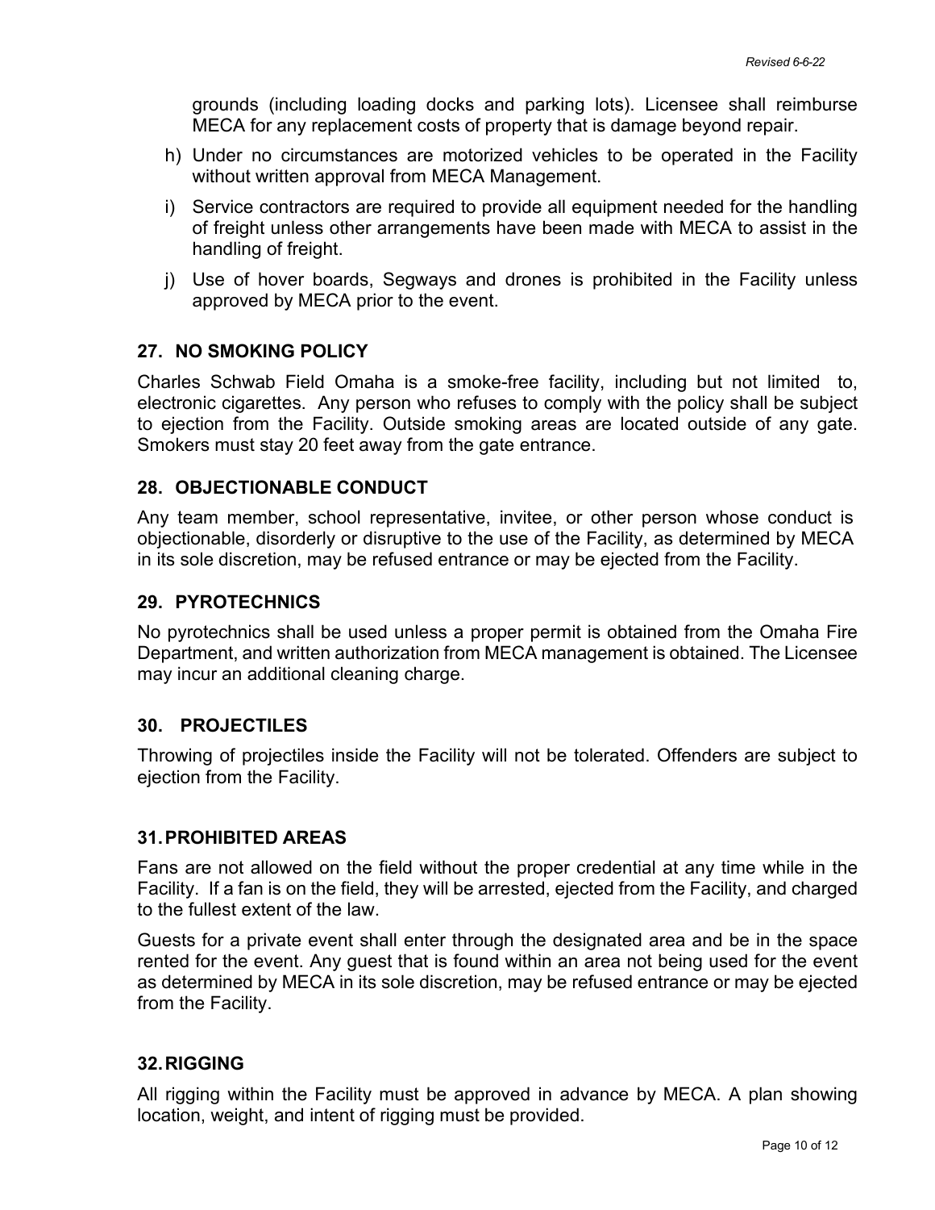grounds (including loading docks and parking lots). Licensee shall reimburse MECA for any replacement costs of property that is damage beyond repair.

h) Under no circumstances are motorized vehicles to be operated in the Facility without written approval from MECA Management.

i) Service contractors are required to provide all equipment needed for the handling of freight unless other arrangements have been made with MECA to assist in the handling of freight.

j) Use of hover boards, Segways and drones is prohibited in the Facility unless approved by MECA prior to the event.

### 27. NO SMOKING POLICY

Charles Schwab Field Omaha is a smoke-free facility, including but not limited to, electronic cigarettes. Any person who refuses to comply with the policy shall be subject to ejection from the Facility. Outside smoking areas are located outside of any gate. Smokers must stay 20 feet away from the gate entrance.

### 28. OBJECTIONABLE CONDUCT

Any team member, school representative, invitee, or other person whose conduct is objectionable, disorderly or disruptive to the use of the Facility, as determined by MECA in its sole discretion, may be refused entrance or may be ejected from the Facility.

### 29. PYROTECHNICS

No pyrotechnics shall be used unless a proper permit is obtained from the Omaha Fire Department, and written authorization from MECA management is obtained. The Licensee may incur an additional cleaning charge.

### 30. PROJECTILES

Throwing of projectiles inside the Facility will not be tolerated. Offenders are subject to ejection from the Facility.

### 31. PROHIBITED AREAS

Fans are not allowed on the field without the proper credential at any time while in the Facility. If a fan is on the field, they will be arrested, ejected from the Facility, and charged to the fullest extent of the law.

Guests for a private event shall enter through the designated area and be in the space rented for the event. Any guest that is found within an area not being used for the event as determined by MECA in its sole discretion, may be refused entrance or may be ejected from the Facility.

### 32. RIGGING

All rigging within the Facility must be approved in advance by MECA. A plan showing location, weight, and intent of rigging must be provided.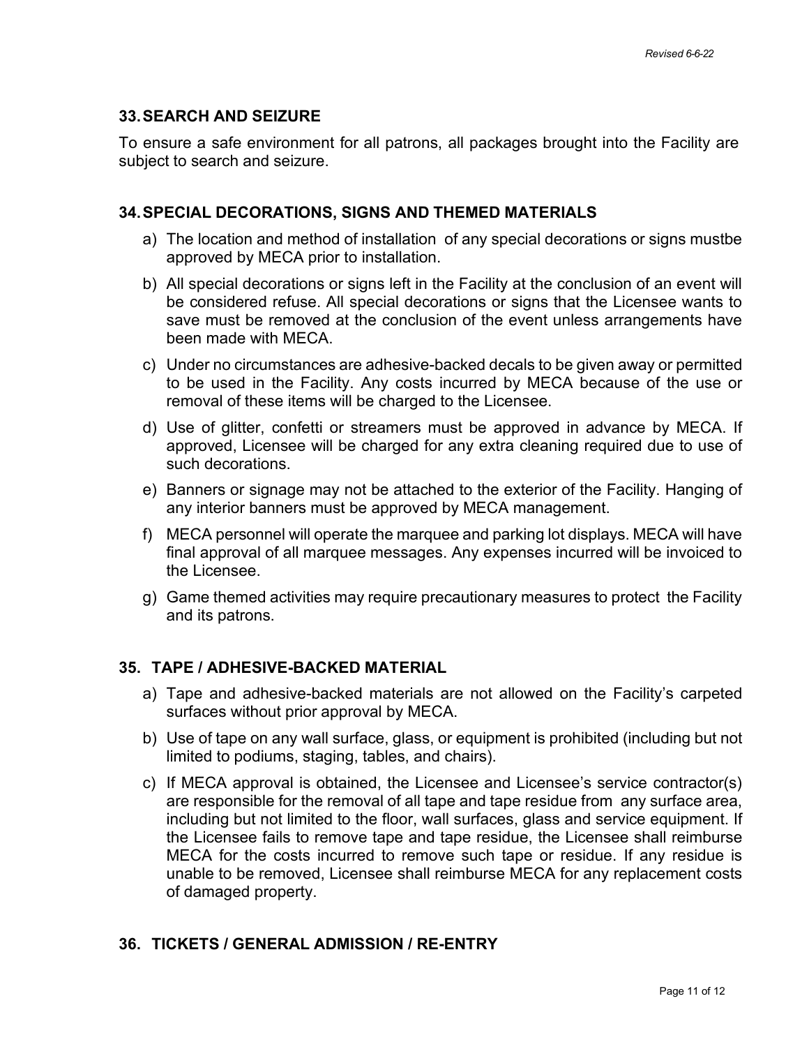## 33. SEARCH AND SEIZURE

To ensure a safe environment for all patrons, all packages brought into the Facility are subject to search and seizure.

## 34. SPECIAL DECORATIONS, SIGNS AND THEMED MATERIALS

a) The location and method of installation of any special decorations or signs mustbe approved by MECA prior to installation.

b) All special decorations or signs left in the Facility at the conclusion of an event will be considered refuse. All special decorations or signs that the Licensee wants to save must be removed at the conclusion of the event unless arrangements have been made with MECA.

c) Under no circumstances are adhesive-backed decals to be given away or permitted to be used in the Facility. Any costs incurred by MECA because of the use or removal of these items will be charged to the Licensee.

d) Use of glitter, confetti or streamers must be approved in advance by MECA. If approved, Licensee will be charged for any extra cleaning required due to use of such decorations.

e) Banners or signage may not be attached to the exterior of the Facility. Hanging of any interior banners must be approved by MECA management.

f) MECA personnel will operate the marquee and parking lot displays. MECA will have final approval of all marquee messages. Any expenses incurred will be invoiced to the Licensee.

g) Game themed activities may require precautionary measures to protect the Facility and its patrons.

## 35. TAPE / ADHESIVE-BACKED MATERIAL

a) Tape and adhesive-backed materials are not allowed on the Facility's carpeted surfaces without prior approval by MECA.

b) Use of tape on any wall surface, glass, or equipment is prohibited (including but not limited to podiums, staging, tables, and chairs).

c) If MECA approval is obtained, the Licensee and Licensee's service contractor(s) are responsible for the removal of all tape and tape residue from any surface area, including but not limited to the floor, wall surfaces, glass and service equipment. If the Licensee fails to remove tape and tape residue, the Licensee shall reimburse MECA for the costs incurred to remove such tape or residue. If any residue is unable to be removed, Licensee shall reimburse MECA for any replacement costs of damaged property.

## 36. TICKETS / GENERAL ADMISSION / RE-ENTRY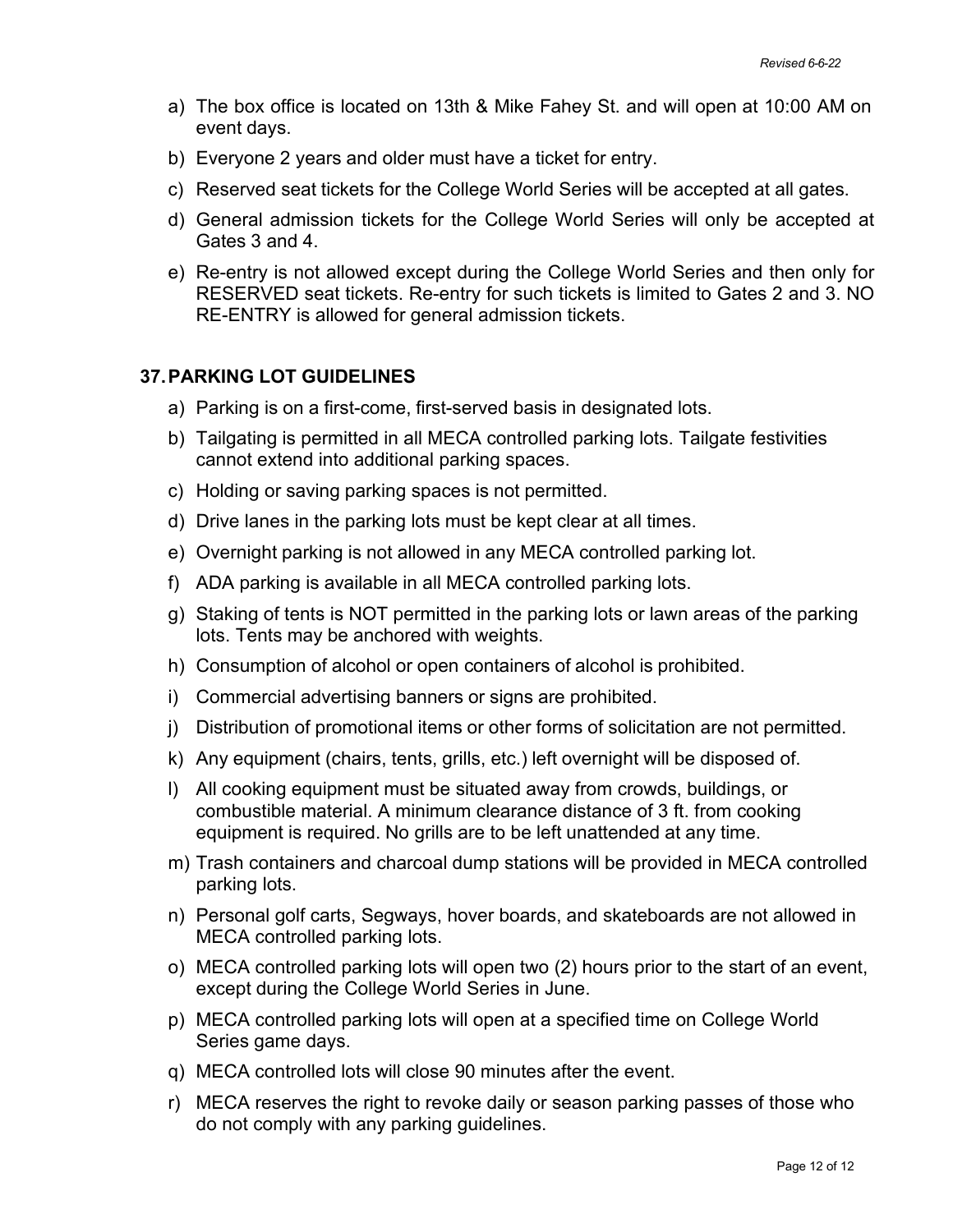a) The box office is located on 13th & Mike Fahey St. and will open at 10:00 AM on event days.
b) Everyone 2 years and older must have a ticket for entry.
c) Reserved seat tickets for the College World Series will be accepted at all gates.
d) General admission tickets for the College World Series will only be accepted at Gates 3 and 4.
e) Re-entry is not allowed except during the College World Series and then only for RESERVED seat tickets. Re-entry for such tickets is limited to Gates 2 and 3. NO RE-ENTRY is allowed for general admission tickets.

## 37. PARKING LOT GUIDELINES

a) Parking is on a first-come, first-served basis in designated lots.
b) Tailgating is permitted in all MECA controlled parking lots. Tailgate festivities cannot extend into additional parking spaces.
c) Holding or saving parking spaces is not permitted.
d) Drive lanes in the parking lots must be kept clear at all times.
e) Overnight parking is not allowed in any MECA controlled parking lot.
f) ADA parking is available in all MECA controlled parking lots.
g) Staking of tents is NOT permitted in the parking lots or lawn areas of the parking lots. Tents may be anchored with weights.
h) Consumption of alcohol or open containers of alcohol is prohibited.
i) Commercial advertising banners or signs are prohibited.
j) Distribution of promotional items or other forms of solicitation are not permitted.
k) Any equipment (chairs, tents, grills, etc.) left overnight will be disposed of.
l) All cooking equipment must be situated away from crowds, buildings, or combustible material. A minimum clearance distance of 3 ft. from cooking equipment is required. No grills are to be left unattended at any time.
m) Trash containers and charcoal dump stations will be provided in MECA controlled parking lots.
n) Personal golf carts, Segways, hover boards, and skateboards are not allowed in MECA controlled parking lots.
o) MECA controlled parking lots will open two (2) hours prior to the start of an event, except during the College World Series in June.
p) MECA controlled parking lots will open at a specified time on College World Series game days.
q) MECA controlled lots will close 90 minutes after the event.
r) MECA reserves the right to revoke daily or season parking passes of those who do not comply with any parking guidelines.